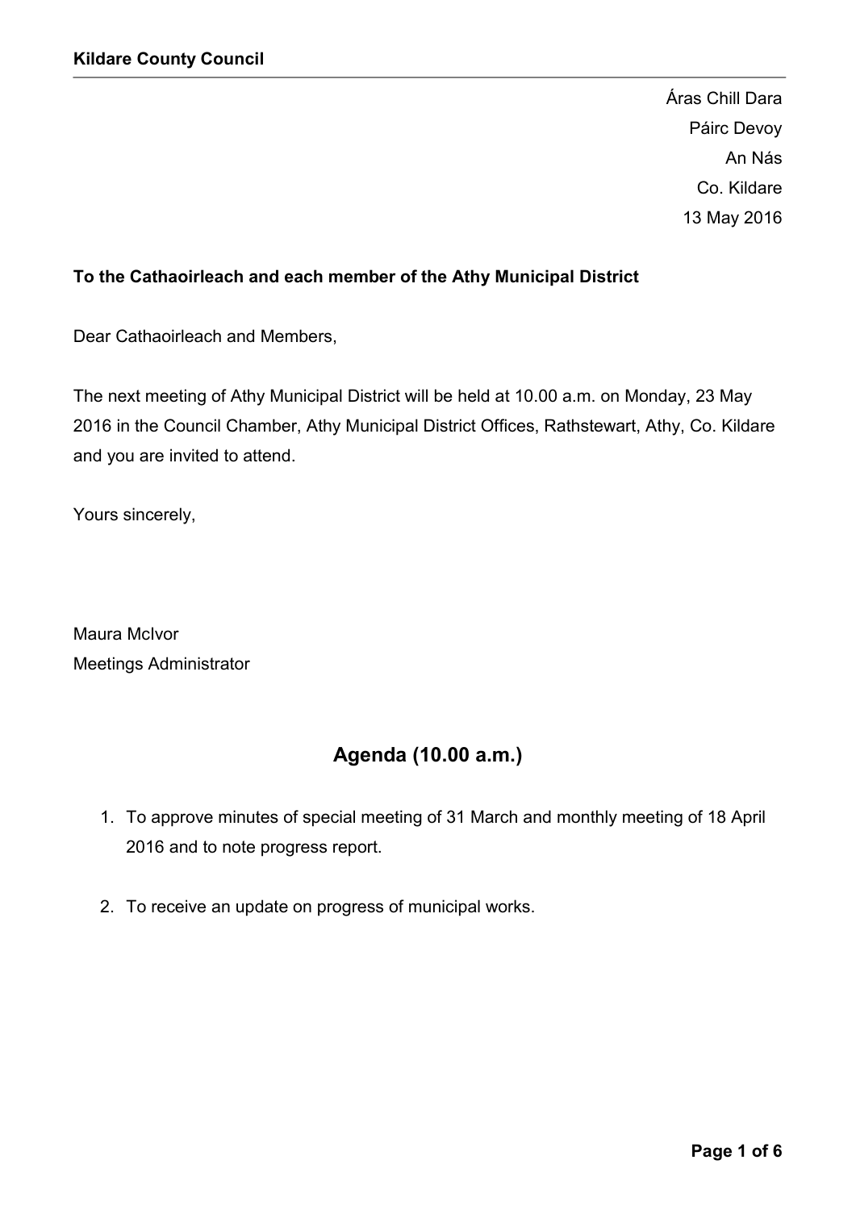**Kildare County Council**

Áras Chill Dara
Páirc Devoy
An Nás
Co. Kildare
13 May 2016

**To the Cathaoirleach and each member of the Athy Municipal District**

Dear Cathaoirleach and Members,

The next meeting of Athy Municipal District will be held at 10.00 a.m. on Monday, 23 May 2016 in the Council Chamber, Athy Municipal District Offices, Rathstewart, Athy, Co. Kildare and you are invited to attend.

Yours sincerely,

Maura McIvor
Meetings Administrator

## Agenda (10.00 a.m.)

1. To approve minutes of special meeting of 31 March and monthly meeting of 18 April 2016 and to note progress report.

2. To receive an update on progress of municipal works.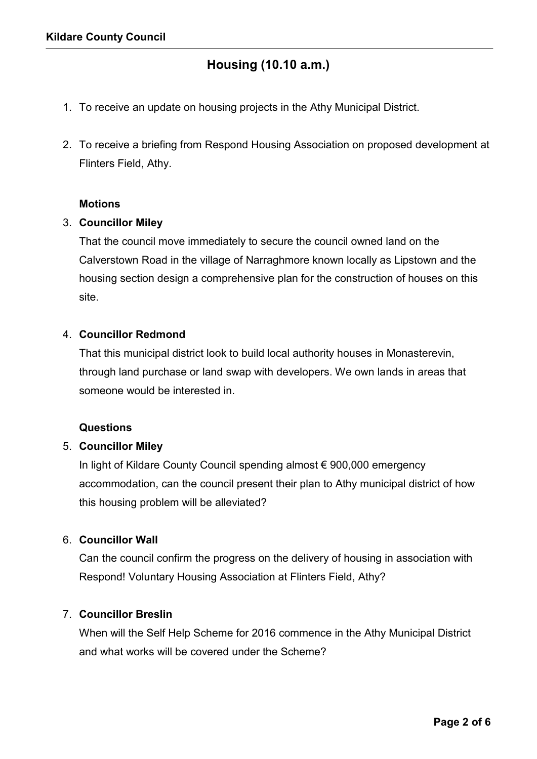## Housing (10.10 a.m.)

1. To receive an update on housing projects in the Athy Municipal District.

2. To receive a briefing from Respond Housing Association on proposed development at Flinters Field, Athy.

   **Motions**

3. **Councillor Miley**

   That the council move immediately to secure the council owned land on the Calverstown Road in the village of Narraghmore known locally as Lipstown and the housing section design a comprehensive plan for the construction of houses on this site.

4. **Councillor Redmond**

   That this municipal district look to build local authority houses in Monasterevin, through land purchase or land swap with developers. We own lands in areas that someone would be interested in.

   **Questions**

5. **Councillor Miley**

   In light of Kildare County Council spending almost € 900,000 emergency accommodation, can the council present their plan to Athy municipal district of how this housing problem will be alleviated?

6. **Councillor Wall**

   Can the council confirm the progress on the delivery of housing in association with Respond! Voluntary Housing Association at Flinters Field, Athy?

7. **Councillor Breslin**

   When will the Self Help Scheme for 2016 commence in the Athy Municipal District and what works will be covered under the Scheme?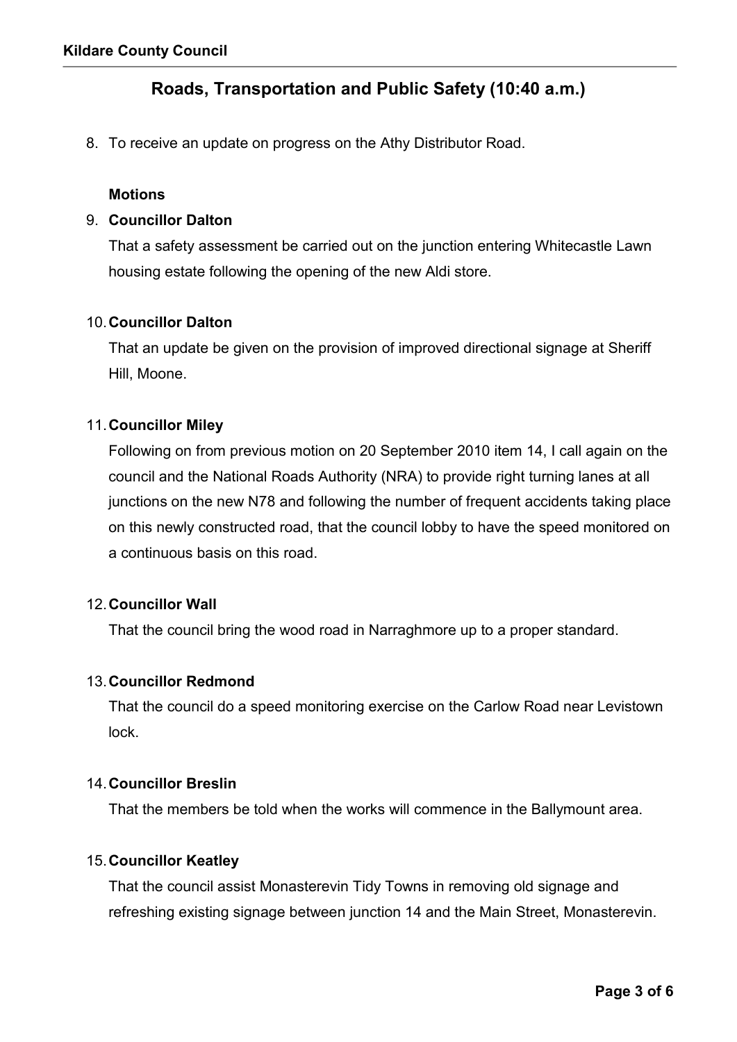## Roads, Transportation and Public Safety (10:40 a.m.)

8. To receive an update on progress on the Athy Distributor Road.

   **Motions**

9. **Councillor Dalton**

   That a safety assessment be carried out on the junction entering Whitecastle Lawn housing estate following the opening of the new Aldi store.

10. **Councillor Dalton**

    That an update be given on the provision of improved directional signage at Sheriff Hill, Moone.

11. **Councillor Miley**

    Following on from previous motion on 20 September 2010 item 14, I call again on the council and the National Roads Authority (NRA) to provide right turning lanes at all junctions on the new N78 and following the number of frequent accidents taking place on this newly constructed road, that the council lobby to have the speed monitored on a continuous basis on this road.

12. **Councillor Wall**

    That the council bring the wood road in Narraghmore up to a proper standard.

13. **Councillor Redmond**

    That the council do a speed monitoring exercise on the Carlow Road near Levistown lock.

14. **Councillor Breslin**

    That the members be told when the works will commence in the Ballymount area.

15. **Councillor Keatley**

    That the council assist Monasterevin Tidy Towns in removing old signage and refreshing existing signage between junction 14 and the Main Street, Monasterevin.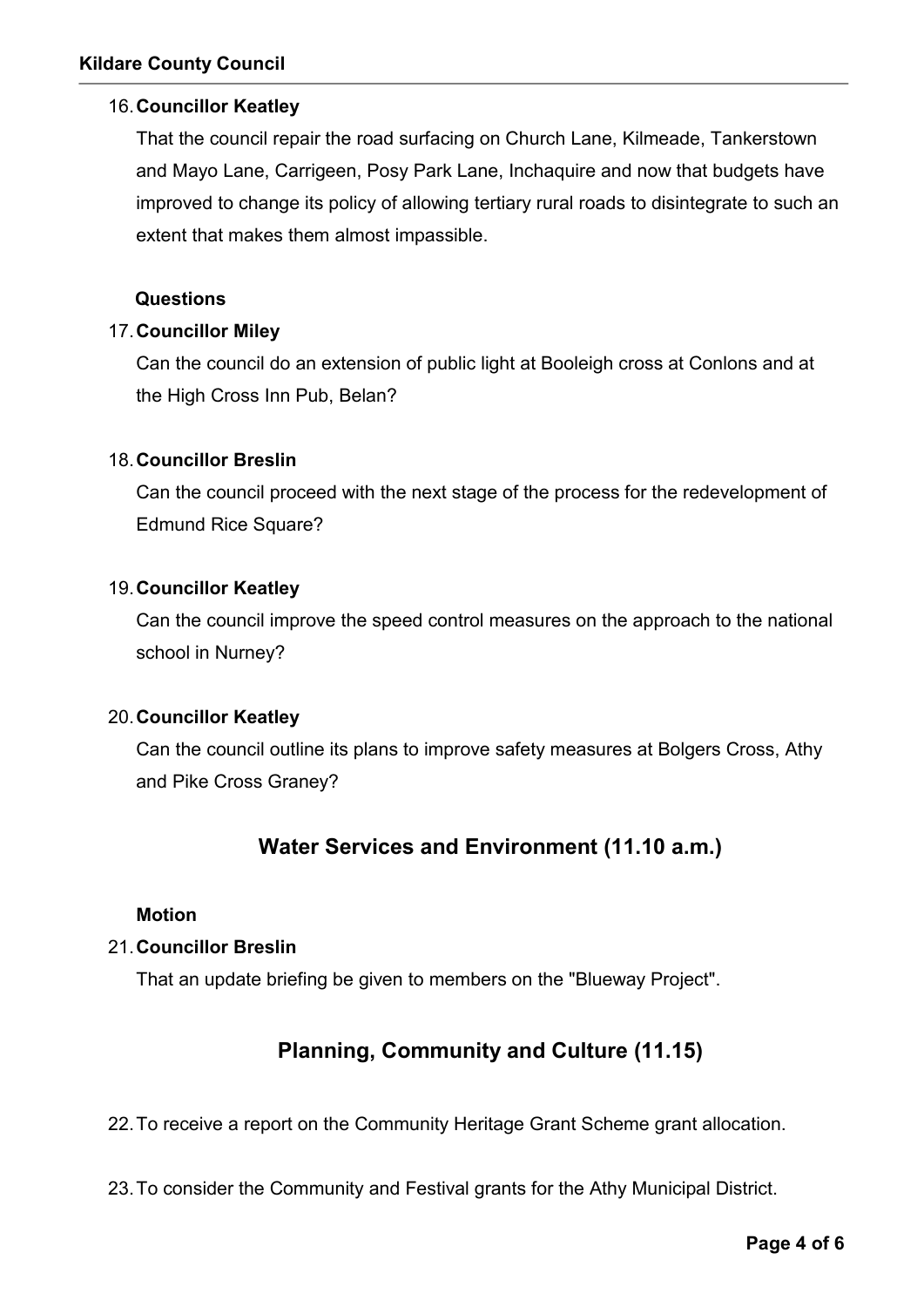16. **Councillor Keatley**

    That the council repair the road surfacing on Church Lane, Kilmeade, Tankerstown and Mayo Lane, Carrigeen, Posy Park Lane, Inchaquire and now that budgets have improved to change its policy of allowing tertiary rural roads to disintegrate to such an extent that makes them almost impassible.

**Questions**

17. **Councillor Miley**

    Can the council do an extension of public light at Booleigh cross at Conlons and at the High Cross Inn Pub, Belan?

18. **Councillor Breslin**

    Can the council proceed with the next stage of the process for the redevelopment of Edmund Rice Square?

19. **Councillor Keatley**

    Can the council improve the speed control measures on the approach to the national school in Nurney?

20. **Councillor Keatley**

    Can the council outline its plans to improve safety measures at Bolgers Cross, Athy and Pike Cross Graney?

## Water Services and Environment (11.10 a.m.)

**Motion**

21. **Councillor Breslin**

    That an update briefing be given to members on the "Blueway Project".

## Planning, Community and Culture (11.15)

22. To receive a report on the Community Heritage Grant Scheme grant allocation.

23. To consider the Community and Festival grants for the Athy Municipal District.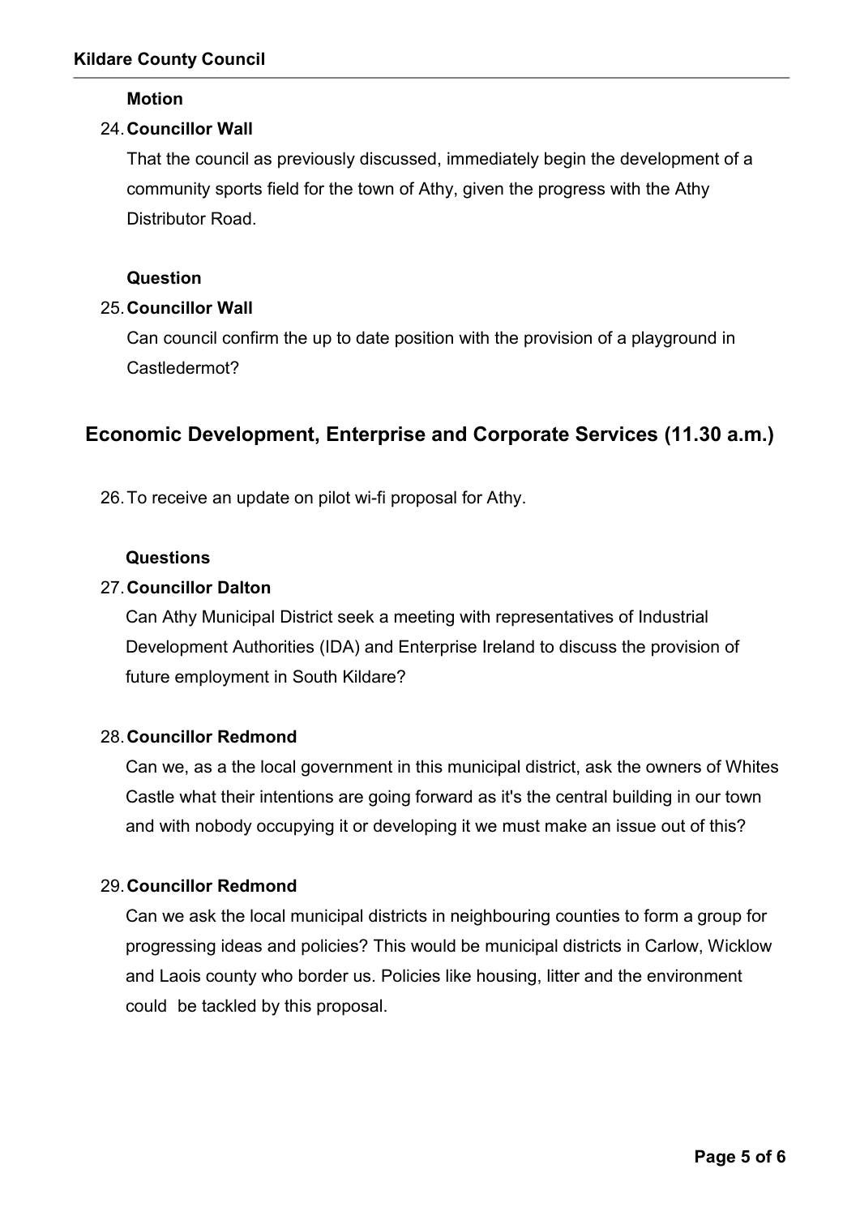**Motion**

24. **Councillor Wall**

    That the council as previously discussed, immediately begin the development of a community sports field for the town of Athy, given the progress with the Athy Distributor Road.

**Question**

25. **Councillor Wall**

    Can council confirm the up to date position with the provision of a playground in Castledermot?

## Economic Development, Enterprise and Corporate Services (11.30 a.m.)

26. To receive an update on pilot wi-fi proposal for Athy.

**Questions**

27. **Councillor Dalton**

    Can Athy Municipal District seek a meeting with representatives of Industrial Development Authorities (IDA) and Enterprise Ireland to discuss the provision of future employment in South Kildare?

28. **Councillor Redmond**

    Can we, as a the local government in this municipal district, ask the owners of Whites Castle what their intentions are going forward as it's the central building in our town and with nobody occupying it or developing it we must make an issue out of this?

29. **Councillor Redmond**

    Can we ask the local municipal districts in neighbouring counties to form a group for progressing ideas and policies? This would be municipal districts in Carlow, Wicklow and Laois county who border us. Policies like housing, litter and the environment could be tackled by this proposal.